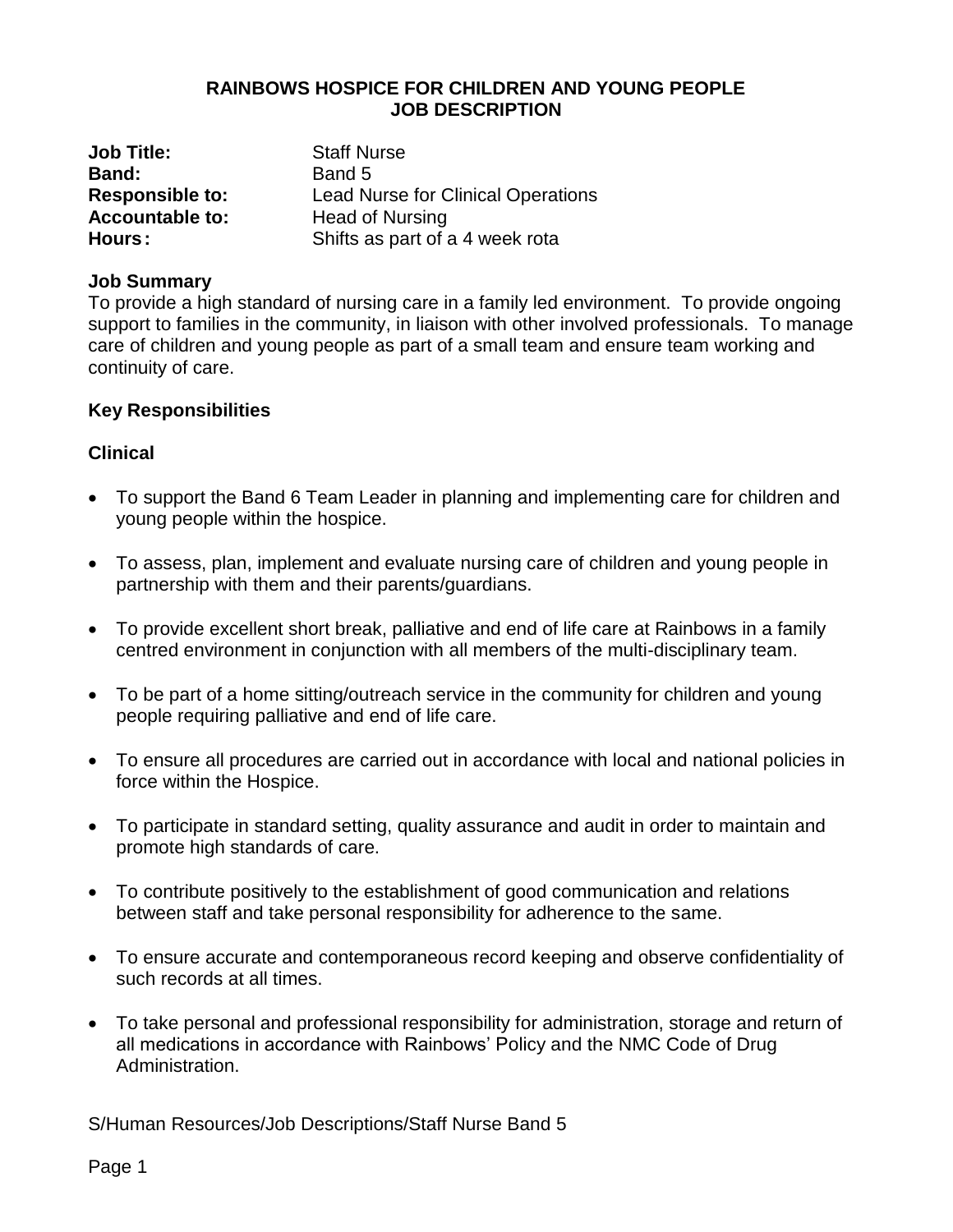# RAINBOWS HOSPICE FOR CHILDREN AND YOUNG PEOPLE
## JOB DESCRIPTION

**Job Title:** Staff Nurse
**Band:** Band 5
**Responsible to:** Lead Nurse for Clinical Operations
**Accountable to:** Head of Nursing
**Hours:** Shifts as part of a 4 week rota

### Job Summary

To provide a high standard of nursing care in a family led environment. To provide ongoing support to families in the community, in liaison with other involved professionals. To manage care of children and young people as part of a small team and ensure team working and continuity of care.

### Key Responsibilities

#### Clinical

- To support the Band 6 Team Leader in planning and implementing care for children and young people within the hospice.
- To assess, plan, implement and evaluate nursing care of children and young people in partnership with them and their parents/guardians.
- To provide excellent short break, palliative and end of life care at Rainbows in a family centred environment in conjunction with all members of the multi-disciplinary team.
- To be part of a home sitting/outreach service in the community for children and young people requiring palliative and end of life care.
- To ensure all procedures are carried out in accordance with local and national policies in force within the Hospice.
- To participate in standard setting, quality assurance and audit in order to maintain and promote high standards of care.
- To contribute positively to the establishment of good communication and relations between staff and take personal responsibility for adherence to the same.
- To ensure accurate and contemporaneous record keeping and observe confidentiality of such records at all times.
- To take personal and professional responsibility for administration, storage and return of all medications in accordance with Rainbows' Policy and the NMC Code of Drug Administration.

S/Human Resources/Job Descriptions/Staff Nurse Band 5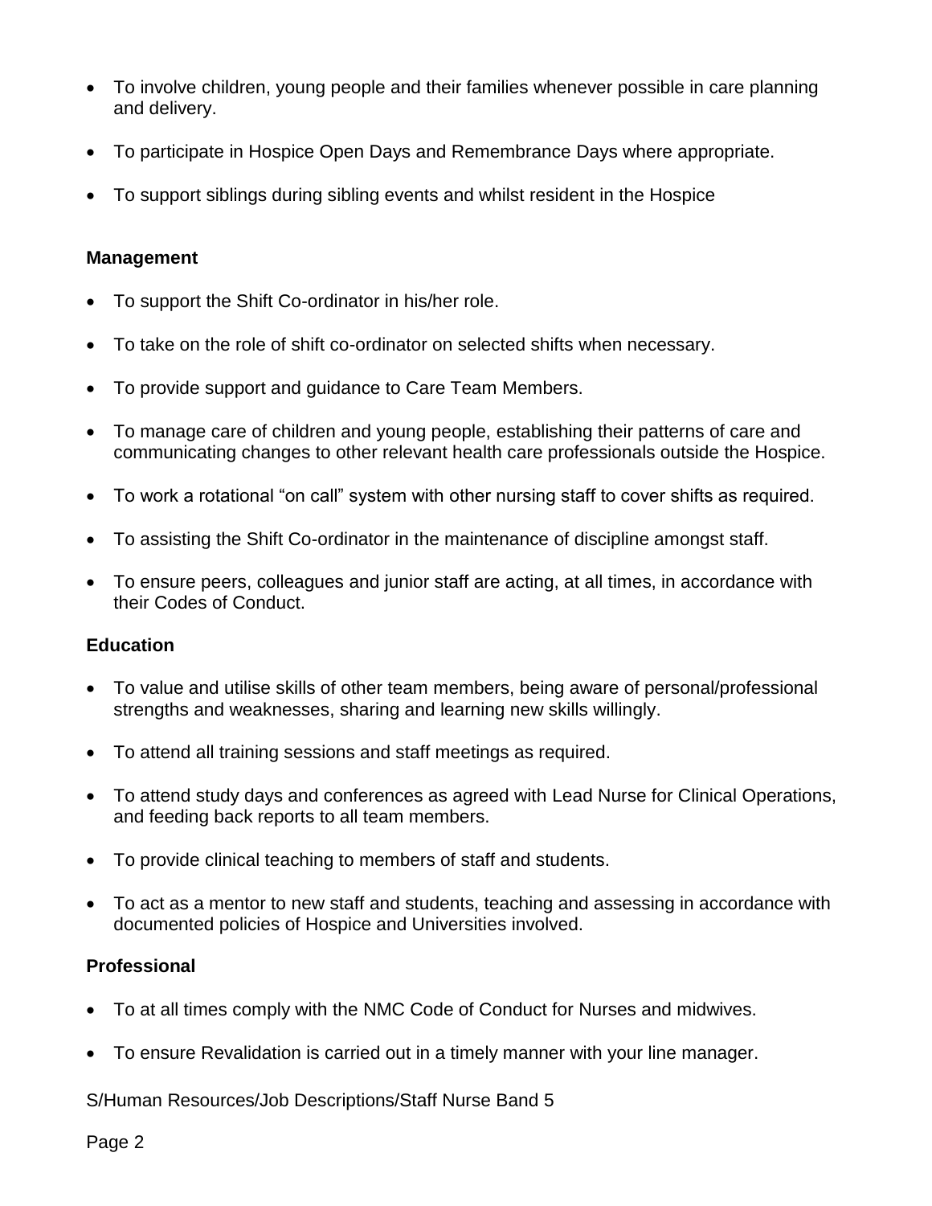- To involve children, young people and their families whenever possible in care planning and delivery.
- To participate in Hospice Open Days and Remembrance Days where appropriate.
- To support siblings during sibling events and whilst resident in the Hospice

**Management**

- To support the Shift Co-ordinator in his/her role.
- To take on the role of shift co-ordinator on selected shifts when necessary.
- To provide support and guidance to Care Team Members.
- To manage care of children and young people, establishing their patterns of care and communicating changes to other relevant health care professionals outside the Hospice.
- To work a rotational "on call" system with other nursing staff to cover shifts as required.
- To assisting the Shift Co-ordinator in the maintenance of discipline amongst staff.
- To ensure peers, colleagues and junior staff are acting, at all times, in accordance with their Codes of Conduct.

**Education**

- To value and utilise skills of other team members, being aware of personal/professional strengths and weaknesses, sharing and learning new skills willingly.
- To attend all training sessions and staff meetings as required.
- To attend study days and conferences as agreed with Lead Nurse for Clinical Operations, and feeding back reports to all team members.
- To provide clinical teaching to members of staff and students.
- To act as a mentor to new staff and students, teaching and assessing in accordance with documented policies of Hospice and Universities involved.

**Professional**

- To at all times comply with the NMC Code of Conduct for Nurses and midwives.
- To ensure Revalidation is carried out in a timely manner with your line manager.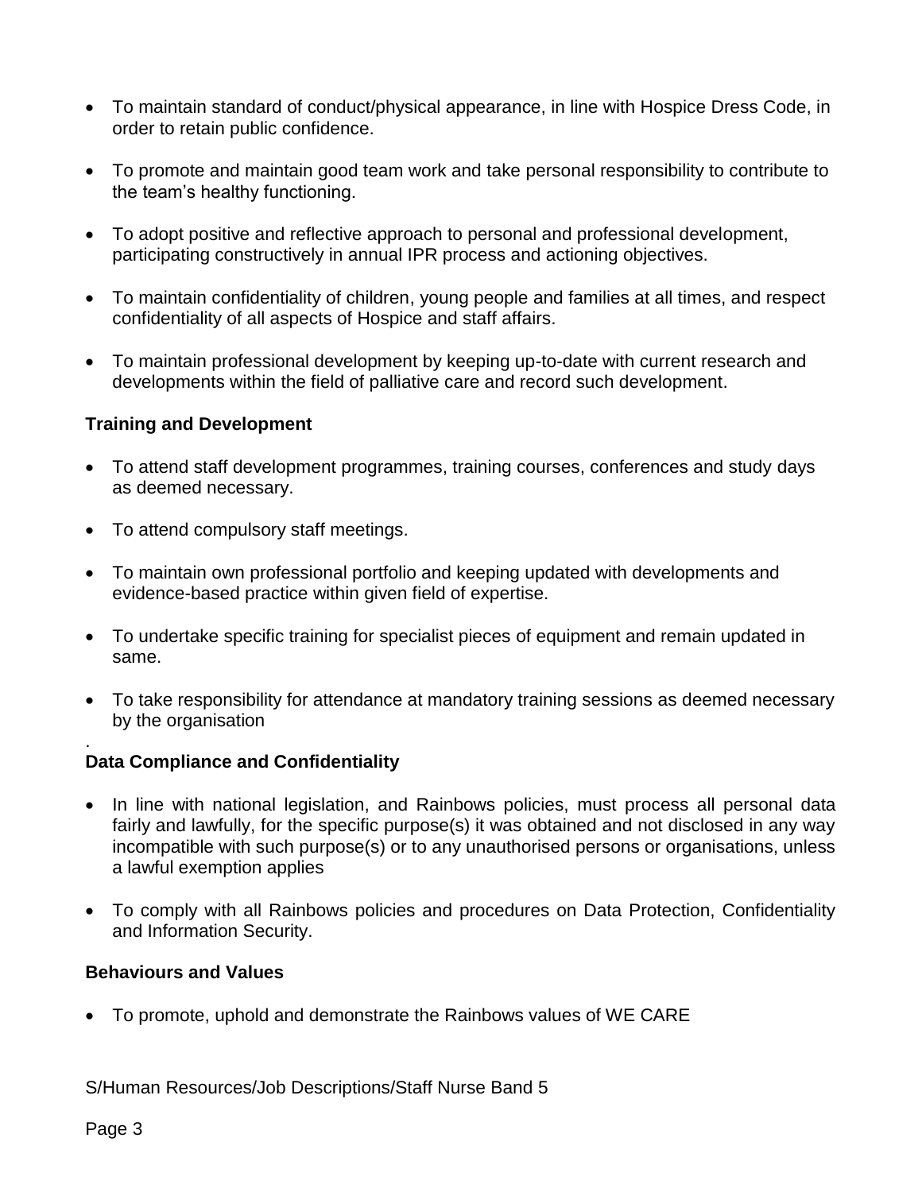- To maintain standard of conduct/physical appearance, in line with Hospice Dress Code, in order to retain public confidence.
- To promote and maintain good team work and take personal responsibility to contribute to the team's healthy functioning.
- To adopt positive and reflective approach to personal and professional development, participating constructively in annual IPR process and actioning objectives.
- To maintain confidentiality of children, young people and families at all times, and respect confidentiality of all aspects of Hospice and staff affairs.
- To maintain professional development by keeping up-to-date with current research and developments within the field of palliative care and record such development.

**Training and Development**

- To attend staff development programmes, training courses, conferences and study days as deemed necessary.
- To attend compulsory staff meetings.
- To maintain own professional portfolio and keeping updated with developments and evidence-based practice within given field of expertise.
- To undertake specific training for specialist pieces of equipment and remain updated in same.
- To take responsibility for attendance at mandatory training sessions as deemed necessary by the organisation

.

**Data Compliance and Confidentiality**

- In line with national legislation, and Rainbows policies, must process all personal data fairly and lawfully, for the specific purpose(s) it was obtained and not disclosed in any way incompatible with such purpose(s) or to any unauthorised persons or organisations, unless a lawful exemption applies
- To comply with all Rainbows policies and procedures on Data Protection, Confidentiality and Information Security.

**Behaviours and Values**

- To promote, uphold and demonstrate the Rainbows values of WE CARE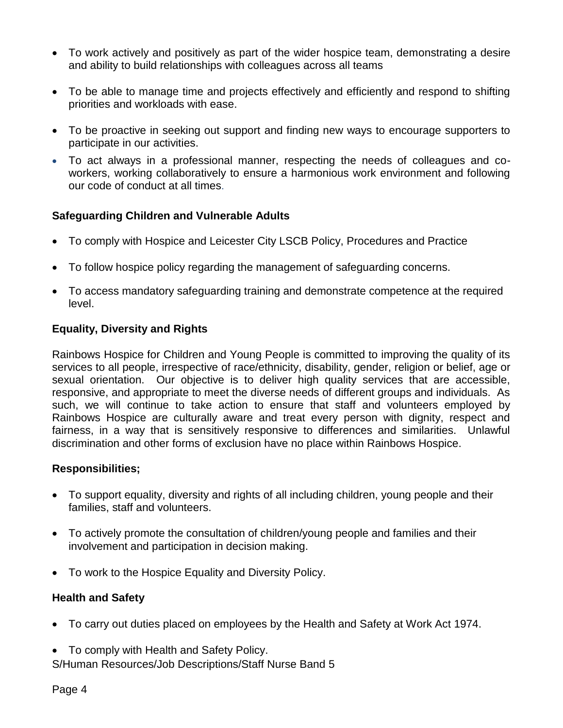- To work actively and positively as part of the wider hospice team, demonstrating a desire and ability to build relationships with colleagues across all teams
- To be able to manage time and projects effectively and efficiently and respond to shifting priorities and workloads with ease.
- To be proactive in seeking out support and finding new ways to encourage supporters to participate in our activities.
- To act always in a professional manner, respecting the needs of colleagues and co-workers, working collaboratively to ensure a harmonious work environment and following our code of conduct at all times.

**Safeguarding Children and Vulnerable Adults**

- To comply with Hospice and Leicester City LSCB Policy, Procedures and Practice
- To follow hospice policy regarding the management of safeguarding concerns.
- To access mandatory safeguarding training and demonstrate competence at the required level.

**Equality, Diversity and Rights**

Rainbows Hospice for Children and Young People is committed to improving the quality of its services to all people, irrespective of race/ethnicity, disability, gender, religion or belief, age or sexual orientation. Our objective is to deliver high quality services that are accessible, responsive, and appropriate to meet the diverse needs of different groups and individuals. As such, we will continue to take action to ensure that staff and volunteers employed by Rainbows Hospice are culturally aware and treat every person with dignity, respect and fairness, in a way that is sensitively responsive to differences and similarities. Unlawful discrimination and other forms of exclusion have no place within Rainbows Hospice.

**Responsibilities;**

- To support equality, diversity and rights of all including children, young people and their families, staff and volunteers.
- To actively promote the consultation of children/young people and families and their involvement and participation in decision making.
- To work to the Hospice Equality and Diversity Policy.

**Health and Safety**

- To carry out duties placed on employees by the Health and Safety at Work Act 1974.
- To comply with Health and Safety Policy.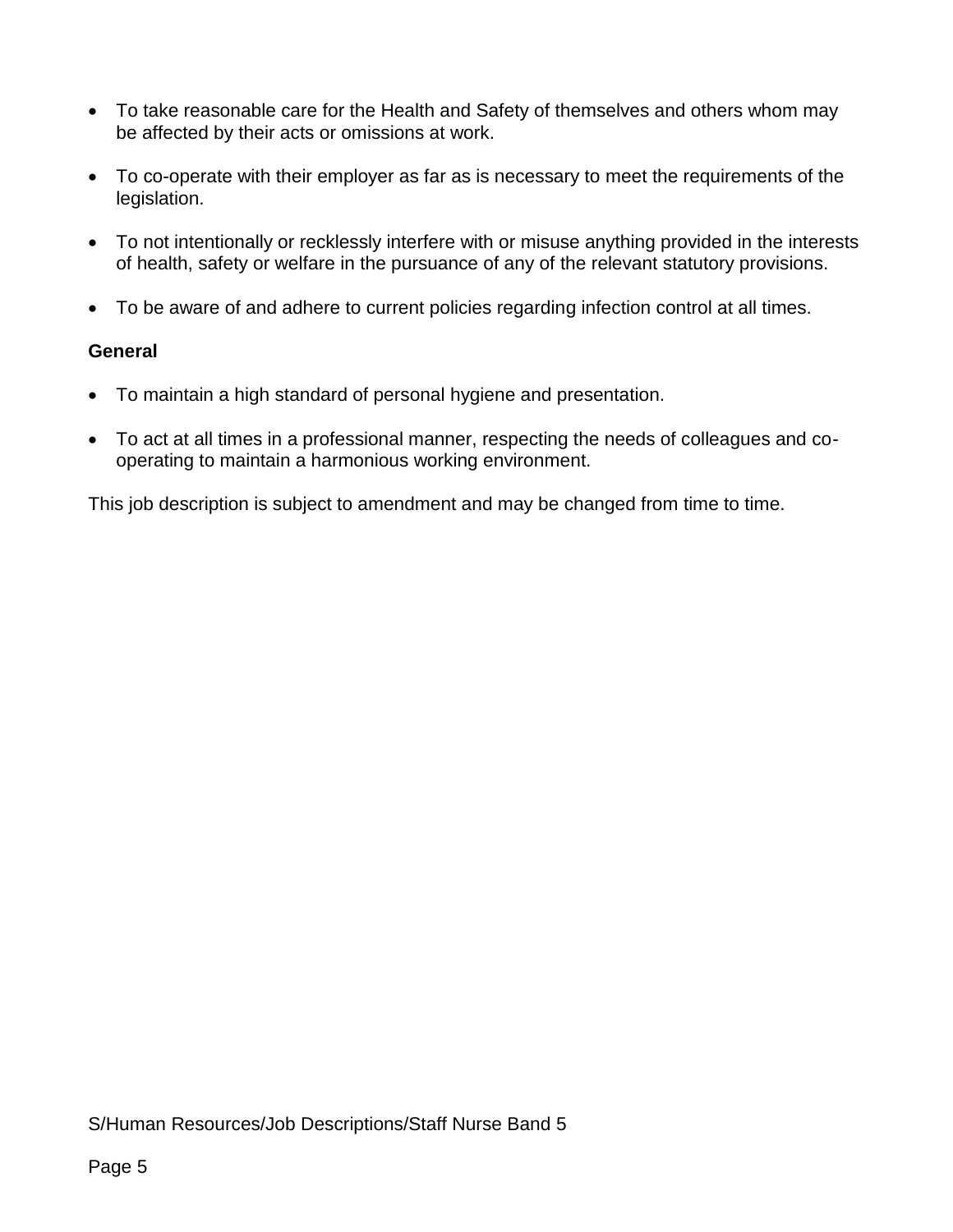- To take reasonable care for the Health and Safety of themselves and others whom may be affected by their acts or omissions at work.

- To co-operate with their employer as far as is necessary to meet the requirements of the legislation.

- To not intentionally or recklessly interfere with or misuse anything provided in the interests of health, safety or welfare in the pursuance of any of the relevant statutory provisions.

- To be aware of and adhere to current policies regarding infection control at all times.

**General**

- To maintain a high standard of personal hygiene and presentation.

- To act at all times in a professional manner, respecting the needs of colleagues and co-operating to maintain a harmonious working environment.

This job description is subject to amendment and may be changed from time to time.